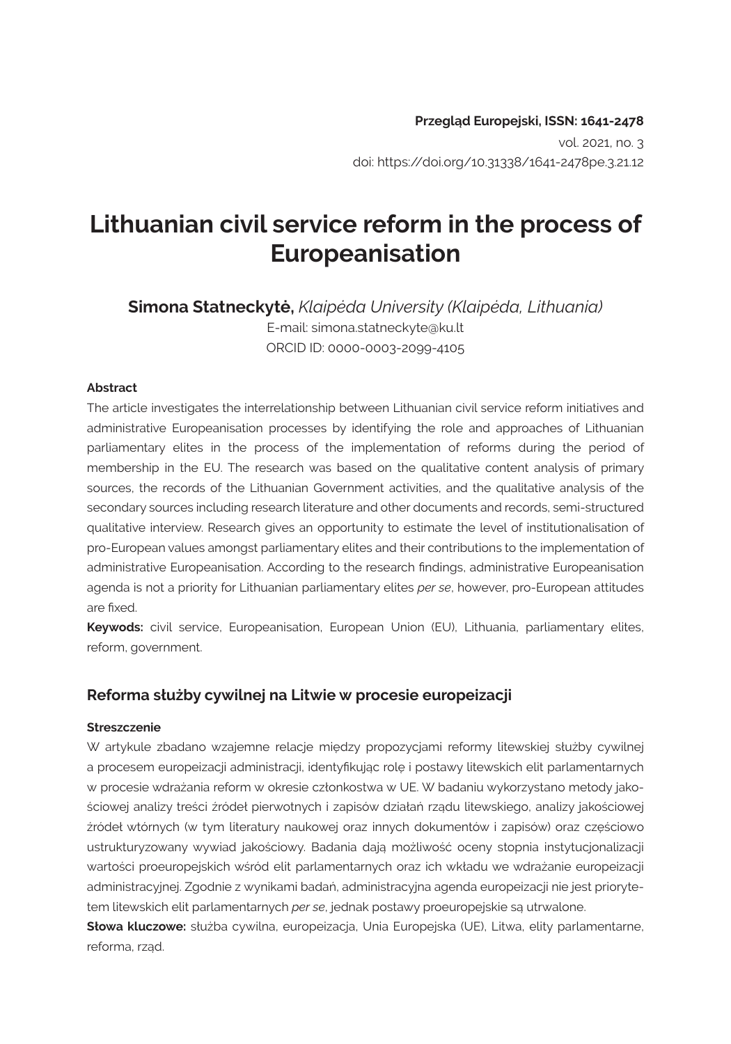**Przegląd Europejski, ISSN: 1641-2478**

vol. 2021, no. 3

doi: https://doi.org/10.31338/1641-2478pe.3.21.12

# Lithuanian civil service reform in the process of Europeanisation

**Simona Statneckytė,** *Klaipėda University (Klaipėda, Lithuania)*

E-mail: simona.statneckyte@ku.lt

ORCID ID: 0000-0003-2099-4105

#### Abstract

The article investigates the interrelationship between Lithuanian civil service reform initiatives and administrative Europeanisation processes by identifying the role and approaches of Lithuanian parliamentary elites in the process of the implementation of reforms during the period of membership in the EU. The research was based on the qualitative content analysis of primary sources, the records of the Lithuanian Government activities, and the qualitative analysis of the secondary sources including research literature and other documents and records, semi-structured qualitative interview. Research gives an opportunity to estimate the level of institutionalisation of pro-European values amongst parliamentary elites and their contributions to the implementation of administrative Europeanisation. According to the research findings, administrative Europeanisation agenda is not a priority for Lithuanian parliamentary elites *per se*, however, pro-European attitudes are fixed.

**Keywods:** civil service, Europeanisation, European Union (EU), Lithuania, parliamentary elites, reform, government.

## Reforma służby cywilnej na Litwie w procesie europeizacji

#### Streszczenie

W artykule zbadano wzajemne relacje między propozycjami reformy litewskiej służby cywilnej a procesem europeizacji administracji, identyfikując rolę i postawy litewskich elit parlamentarnych w procesie wdrażania reform w okresie członkostwa w UE. W badaniu wykorzystano metody jakościowej analizy treści źródeł pierwotnych i zapisów działań rządu litewskiego, analizy jakościowej źródeł wtórnych (w tym literatury naukowej oraz innych dokumentów i zapisów) oraz częściowo ustrukturyzowany wywiad jakościowy. Badania dają możliwość oceny stopnia instytucjonalizacji wartości proeuropejskich wśród elit parlamentarnych oraz ich wkładu we wdrażanie europeizacji administracyjnej. Zgodnie z wynikami badań, administracyjna agenda europeizacji nie jest priorytetem litewskich elit parlamentarnych *per se*, jednak postawy proeuropejskie są utrwalone.

**Słowa kluczowe:** służba cywilna, europeizacja, Unia Europejska (UE), Litwa, elity parlamentarne, reforma, rząd.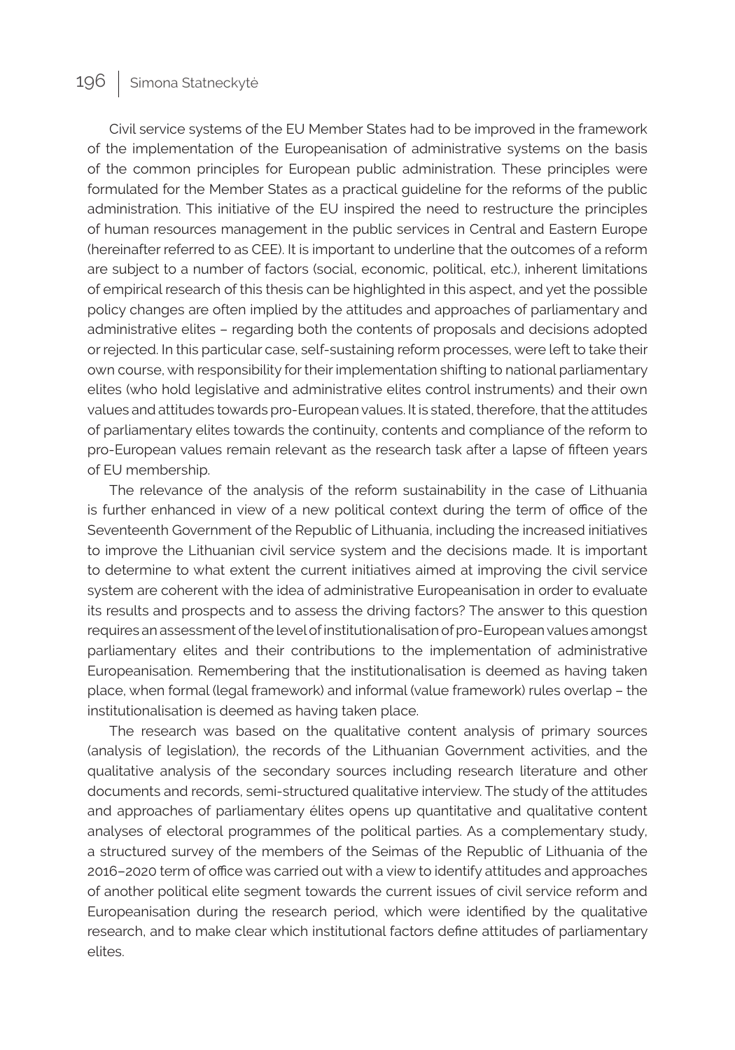Civil service systems of the EU Member States had to be improved in the framework of the implementation of the Europeanisation of administrative systems on the basis of the common principles for European public administration. These principles were formulated for the Member States as a practical guideline for the reforms of the public administration. This initiative of the EU inspired the need to restructure the principles of human resources management in the public services in Central and Eastern Europe (hereinafter referred to as CEE). It is important to underline that the outcomes of a reform are subject to a number of factors (social, economic, political, etc.), inherent limitations of empirical research of this thesis can be highlighted in this aspect, and yet the possible policy changes are often implied by the attitudes and approaches of parliamentary and administrative elites – regarding both the contents of proposals and decisions adopted or rejected. In this particular case, self-sustaining reform processes, were left to take their own course, with responsibility for their implementation shifting to national parliamentary elites (who hold legislative and administrative elites control instruments) and their own values and attitudes towards pro-European values. It is stated, therefore, that the attitudes of parliamentary elites towards the continuity, contents and compliance of the reform to pro-European values remain relevant as the research task after a lapse of fifteen years of EU membership.

The relevance of the analysis of the reform sustainability in the case of Lithuania is further enhanced in view of a new political context during the term of office of the Seventeenth Government of the Republic of Lithuania, including the increased initiatives to improve the Lithuanian civil service system and the decisions made. It is important to determine to what extent the current initiatives aimed at improving the civil service system are coherent with the idea of administrative Europeanisation in order to evaluate its results and prospects and to assess the driving factors? The answer to this question requires an assessment of the level of institutionalisation of pro-European values amongst parliamentary elites and their contributions to the implementation of administrative Europeanisation. Remembering that the institutionalisation is deemed as having taken place, when formal (legal framework) and informal (value framework) rules overlap – the institutionalisation is deemed as having taken place.

The research was based on the qualitative content analysis of primary sources (analysis of legislation), the records of the Lithuanian Government activities, and the qualitative analysis of the secondary sources including research literature and other documents and records, semi-structured qualitative interview. The study of the attitudes and approaches of parliamentary élites opens up quantitative and qualitative content analyses of electoral programmes of the political parties. As a complementary study, a structured survey of the members of the Seimas of the Republic of Lithuania of the 2016–2020 term of office was carried out with a view to identify attitudes and approaches of another political elite segment towards the current issues of civil service reform and Europeanisation during the research period, which were identified by the qualitative research, and to make clear which institutional factors define attitudes of parliamentary elites.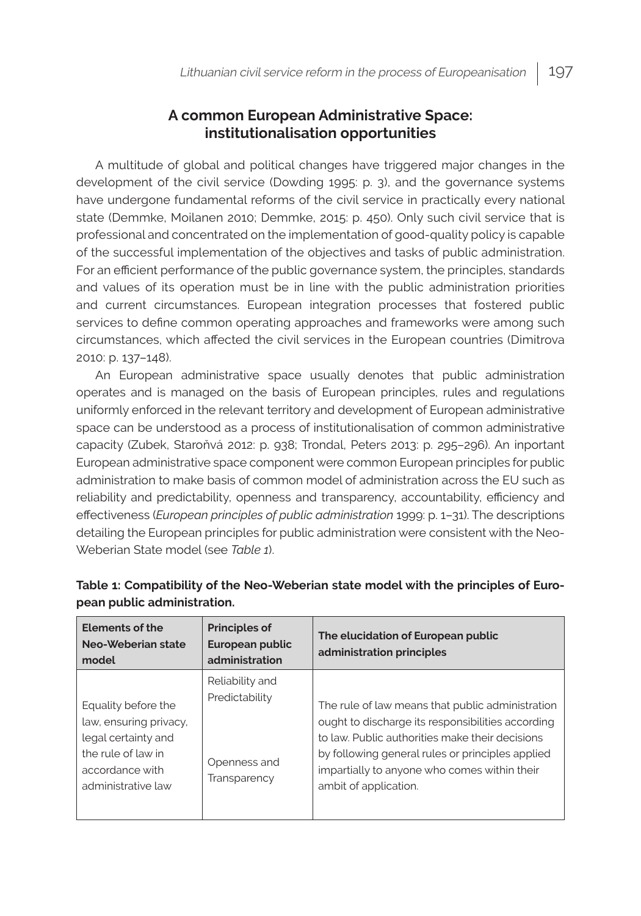## A common European Administrative Space: institutionalisation opportunities

A multitude of global and political changes have triggered major changes in the development of the civil service (Dowding 1995: p. 3), and the governance systems have undergone fundamental reforms of the civil service in practically every national state (Demmke, Moilanen 2010; Demmke, 2015: p. 450). Only such civil service that is professional and concentrated on the implementation of good-quality policy is capable of the successful implementation of the objectives and tasks of public administration. For an efficient performance of the public governance system, the principles, standards and values of its operation must be in line with the public administration priorities and current circumstances. European integration processes that fostered public services to define common operating approaches and frameworks were among such circumstances, which affected the civil services in the European countries (Dimitrova 2010: p. 137–148).

An European administrative space usually denotes that public administration operates and is managed on the basis of European principles, rules and regulations uniformly enforced in the relevant territory and development of European administrative space can be understood as a process of institutionalisation of common administrative capacity (Zubek, Staroňvá 2012: p. 938; Trondal, Peters 2013: p. 295–296). An inportant European administrative space component were common European principles for public administration to make basis of common model of administration across the EU such as reliability and predictability, openness and transparency, accountability, efficiency and effectiveness (*European principles of public administration* 1999: p. 1–31). The descriptions detailing the European principles for public administration were consistent with the Neo-Weberian State model (see *Table 1*).

**Table 1: Compatibility of the Neo-Weberian state model with the principles of European public administration.**

| Elements of the Neo-Weberian state model | Principles of European public administration | The elucidation of European public administration principles |
|---|---|---|
| Equality before the law, ensuring privacy, legal certainty and the rule of law in accordance with administrative law | Reliability and Predictability<br><br>Openness and Transparency | The rule of law means that public administration ought to discharge its responsibilities according to law. Public authorities make their decisions by following general rules or principles applied impartially to anyone who comes within their ambit of application. |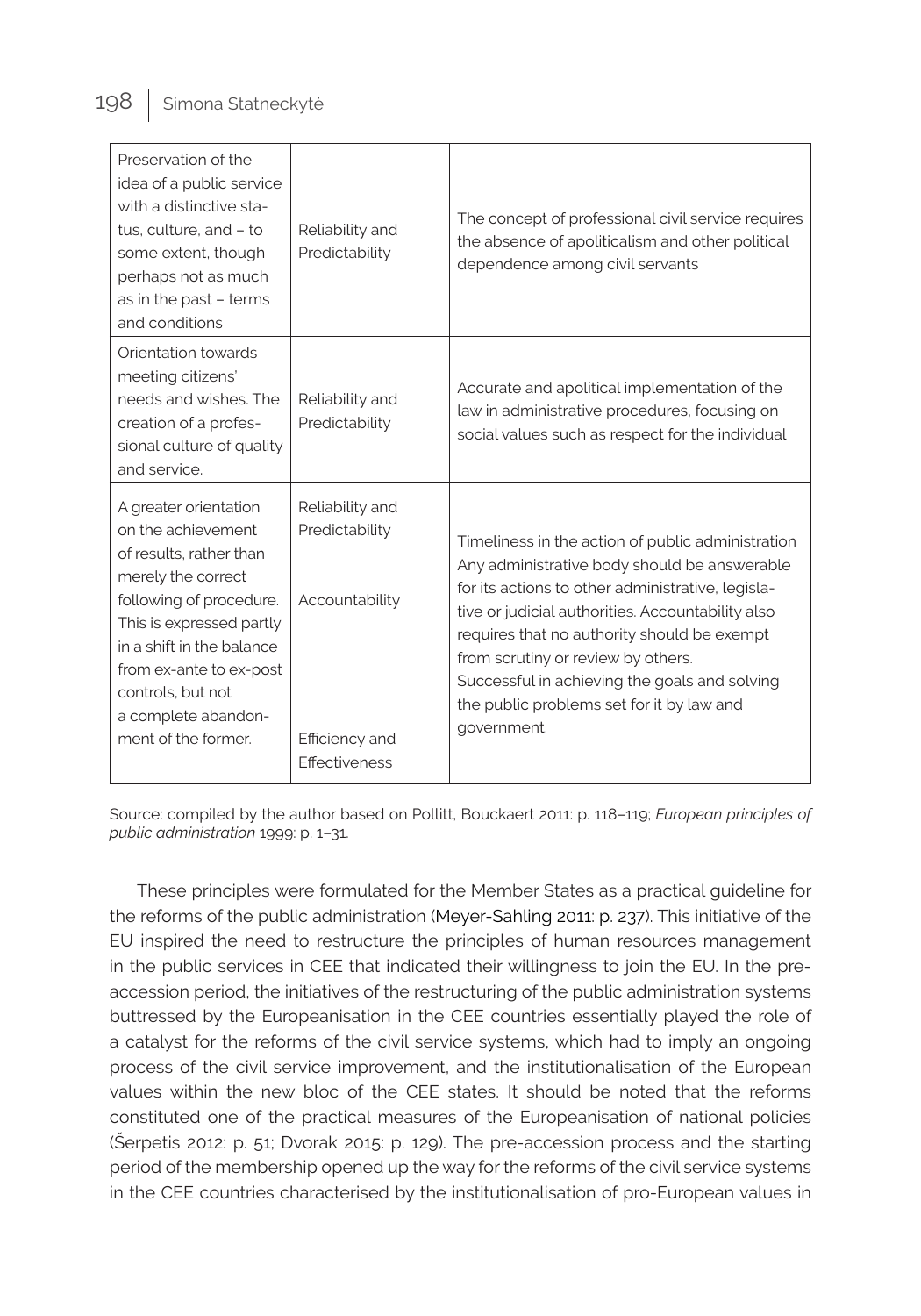| Preservation of the idea of a public service with a distinctive status, culture, and – to some extent, though perhaps not as much as in the past – terms and conditions | Reliability and Predictability | The concept of professional civil service requires the absence of apoliticalism and other political dependence among civil servants |
|---|---|---|
| Orientation towards meeting citizens' needs and wishes. The creation of a professional culture of quality and service. | Reliability and Predictability | Accurate and apolitical implementation of the law in administrative procedures, focusing on social values such as respect for the individual |
| A greater orientation on the achievement of results, rather than merely the correct following of procedure. This is expressed partly in a shift in the balance from ex-ante to ex-post controls, but not a complete abandonment of the former. | Reliability and Predictability<br><br>Accountability<br><br>Efficiency and Effectiveness | Timeliness in the action of public administration<br>Any administrative body should be answerable for its actions to other administrative, legislative or judicial authorities. Accountability also requires that no authority should be exempt from scrutiny or review by others.<br>Successful in achieving the goals and solving the public problems set for it by law and government. |

Source: compiled by the author based on Pollitt, Bouckaert 2011: p. 118–119; *European principles of public administration* 1999: p. 1–31.

These principles were formulated for the Member States as a practical guideline for the reforms of the public administration (Meyer-Sahling 2011: p. 237). This initiative of the EU inspired the need to restructure the principles of human resources management in the public services in CEE that indicated their willingness to join the EU. In the pre-accession period, the initiatives of the restructuring of the public administration systems buttressed by the Europeanisation in the CEE countries essentially played the role of a catalyst for the reforms of the civil service systems, which had to imply an ongoing process of the civil service improvement, and the institutionalisation of the European values within the new bloc of the CEE states. It should be noted that the reforms constituted one of the practical measures of the Europeanisation of national policies (Šerpetis 2012: p. 51; Dvorak 2015: p. 129). The pre-accession process and the starting period of the membership opened up the way for the reforms of the civil service systems in the CEE countries characterised by the institutionalisation of pro-European values in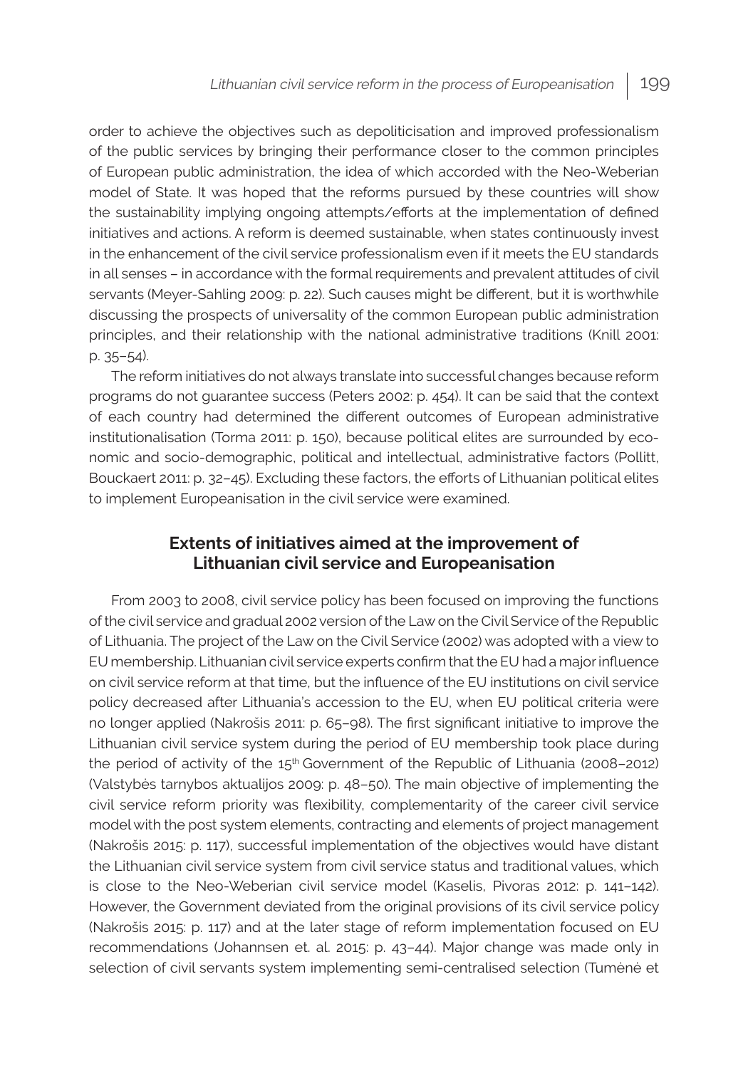order to achieve the objectives such as depoliticisation and improved professionalism of the public services by bringing their performance closer to the common principles of European public administration, the idea of which accorded with the Neo-Weberian model of State. It was hoped that the reforms pursued by these countries will show the sustainability implying ongoing attempts/efforts at the implementation of defined initiatives and actions. A reform is deemed sustainable, when states continuously invest in the enhancement of the civil service professionalism even if it meets the EU standards in all senses – in accordance with the formal requirements and prevalent attitudes of civil servants (Meyer-Sahling 2009: p. 22). Such causes might be different, but it is worthwhile discussing the prospects of universality of the common European public administration principles, and their relationship with the national administrative traditions (Knill 2001: p. 35–54).

The reform initiatives do not always translate into successful changes because reform programs do not guarantee success (Peters 2002: p. 454). It can be said that the context of each country had determined the different outcomes of European administrative institutionalisation (Torma 2011: p. 150), because political elites are surrounded by economic and socio-demographic, political and intellectual, administrative factors (Pollitt, Bouckaert 2011: p. 32–45). Excluding these factors, the efforts of Lithuanian political elites to implement Europeanisation in the civil service were examined.

## Extents of initiatives aimed at the improvement of Lithuanian civil service and Europeanisation

From 2003 to 2008, civil service policy has been focused on improving the functions of the civil service and gradual 2002 version of the Law on the Civil Service of the Republic of Lithuania. The project of the Law on the Civil Service (2002) was adopted with a view to EU membership. Lithuanian civil service experts confirm that the EU had a major influence on civil service reform at that time, but the influence of the EU institutions on civil service policy decreased after Lithuania's accession to the EU, when EU political criteria were no longer applied (Nakrošis 2011: p. 65–98). The first significant initiative to improve the Lithuanian civil service system during the period of EU membership took place during the period of activity of the 15th Government of the Republic of Lithuania (2008–2012) (Valstybės tarnybos aktualijos 2009: p. 48–50). The main objective of implementing the civil service reform priority was flexibility, complementarity of the career civil service model with the post system elements, contracting and elements of project management (Nakrošis 2015: p. 117), successful implementation of the objectives would have distant the Lithuanian civil service system from civil service status and traditional values, which is close to the Neo-Weberian civil service model (Kaselis, Pivoras 2012: p. 141–142). However, the Government deviated from the original provisions of its civil service policy (Nakrošis 2015: p. 117) and at the later stage of reform implementation focused on EU recommendations (Johannsen et. al. 2015: p. 43–44). Major change was made only in selection of civil servants system implementing semi-centralised selection (Tumėnė et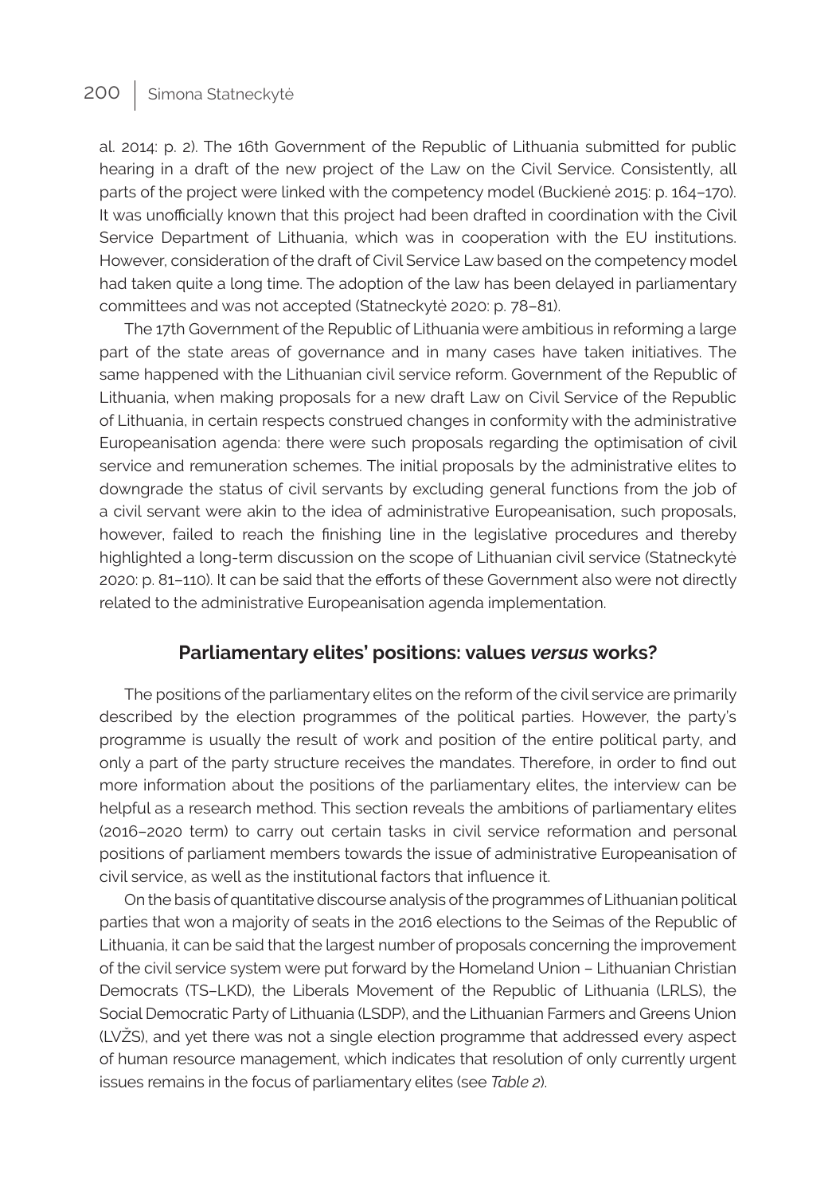al. 2014: p. 2). The 16th Government of the Republic of Lithuania submitted for public hearing in a draft of the new project of the Law on the Civil Service. Consistently, all parts of the project were linked with the competency model (Buckienė 2015: p. 164–170). It was unofficially known that this project had been drafted in coordination with the Civil Service Department of Lithuania, which was in cooperation with the EU institutions. However, consideration of the draft of Civil Service Law based on the competency model had taken quite a long time. The adoption of the law has been delayed in parliamentary committees and was not accepted (Statneckytė 2020: p. 78–81).

The 17th Government of the Republic of Lithuania were ambitious in reforming a large part of the state areas of governance and in many cases have taken initiatives. The same happened with the Lithuanian civil service reform. Government of the Republic of Lithuania, when making proposals for a new draft Law on Civil Service of the Republic of Lithuania, in certain respects construed changes in conformity with the administrative Europeanisation agenda: there were such proposals regarding the optimisation of civil service and remuneration schemes. The initial proposals by the administrative elites to downgrade the status of civil servants by excluding general functions from the job of a civil servant were akin to the idea of administrative Europeanisation, such proposals, however, failed to reach the finishing line in the legislative procedures and thereby highlighted a long-term discussion on the scope of Lithuanian civil service (Statneckytė 2020: p. 81–110). It can be said that the efforts of these Government also were not directly related to the administrative Europeanisation agenda implementation.

## Parliamentary elites' positions: values *versus* works?

The positions of the parliamentary elites on the reform of the civil service are primarily described by the election programmes of the political parties. However, the party's programme is usually the result of work and position of the entire political party, and only a part of the party structure receives the mandates. Therefore, in order to find out more information about the positions of the parliamentary elites, the interview can be helpful as a research method. This section reveals the ambitions of parliamentary elites (2016–2020 term) to carry out certain tasks in civil service reformation and personal positions of parliament members towards the issue of administrative Europeanisation of civil service, as well as the institutional factors that influence it.

On the basis of quantitative discourse analysis of the programmes of Lithuanian political parties that won a majority of seats in the 2016 elections to the Seimas of the Republic of Lithuania, it can be said that the largest number of proposals concerning the improvement of the civil service system were put forward by the Homeland Union – Lithuanian Christian Democrats (TS–LKD), the Liberals Movement of the Republic of Lithuania (LRLS), the Social Democratic Party of Lithuania (LSDP), and the Lithuanian Farmers and Greens Union (LVŽS), and yet there was not a single election programme that addressed every aspect of human resource management, which indicates that resolution of only currently urgent issues remains in the focus of parliamentary elites (see *Table 2*).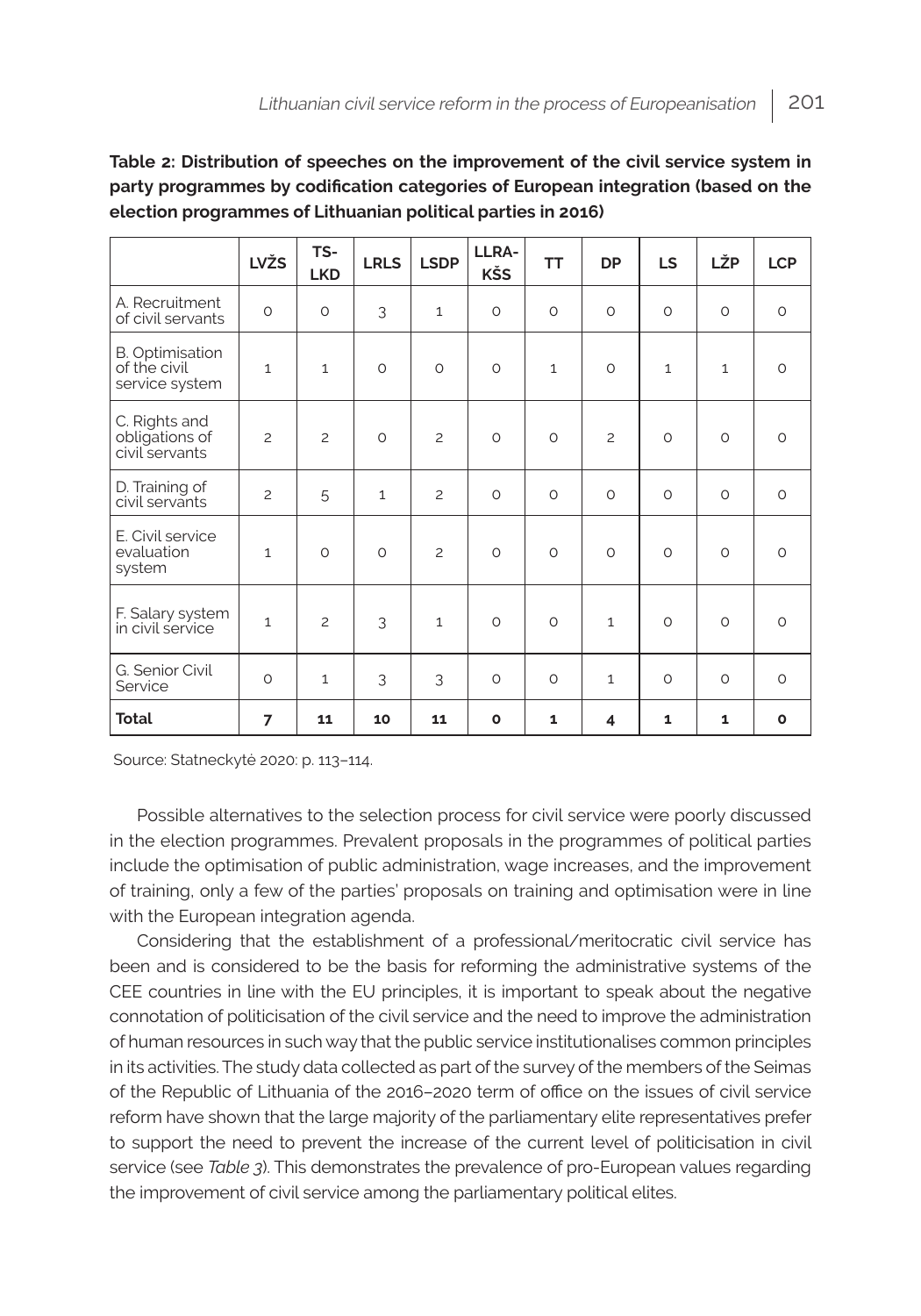**Table 2: Distribution of speeches on the improvement of the civil service system in party programmes by codification categories of European integration (based on the election programmes of Lithuanian political parties in 2016)**

| | LVŽS | TS-LKD | LRLS | LSDP | LLRA-KŠS | TT | DP | LS | LŽP | LCP |
|---|---|---|---|---|---|---|---|---|---|---|
| A. Recruitment of civil servants | 0 | 0 | 3 | 1 | 0 | 0 | 0 | 0 | 0 | 0 |
| B. Optimisation of the civil service system | 1 | 1 | 0 | 0 | 0 | 1 | 0 | 1 | 1 | 0 |
| C. Rights and obligations of civil servants | 2 | 2 | 0 | 2 | 0 | 0 | 2 | 0 | 0 | 0 |
| D. Training of civil servants | 2 | 5 | 1 | 2 | 0 | 0 | 0 | 0 | 0 | 0 |
| E. Civil service evaluation system | 1 | 0 | 0 | 2 | 0 | 0 | 0 | 0 | 0 | 0 |
| F. Salary system in civil service | 1 | 2 | 3 | 1 | 0 | 0 | 1 | 0 | 0 | 0 |
| G. Senior Civil Service | 0 | 1 | 3 | 3 | 0 | 0 | 1 | 0 | 0 | 0 |
| **Total** | **7** | **11** | **10** | **11** | **0** | **1** | **4** | **1** | **1** | **0** |

Source: Statneckytė 2020: p. 113–114.

Possible alternatives to the selection process for civil service were poorly discussed in the election programmes. Prevalent proposals in the programmes of political parties include the optimisation of public administration, wage increases, and the improvement of training, only a few of the parties' proposals on training and optimisation were in line with the European integration agenda.

Considering that the establishment of a professional/meritocratic civil service has been and is considered to be the basis for reforming the administrative systems of the CEE countries in line with the EU principles, it is important to speak about the negative connotation of politicisation of the civil service and the need to improve the administration of human resources in such way that the public service institutionalises common principles in its activities. The study data collected as part of the survey of the members of the Seimas of the Republic of Lithuania of the 2016–2020 term of office on the issues of civil service reform have shown that the large majority of the parliamentary elite representatives prefer to support the need to prevent the increase of the current level of politicisation in civil service (see *Table 3*). This demonstrates the prevalence of pro-European values regarding the improvement of civil service among the parliamentary political elites.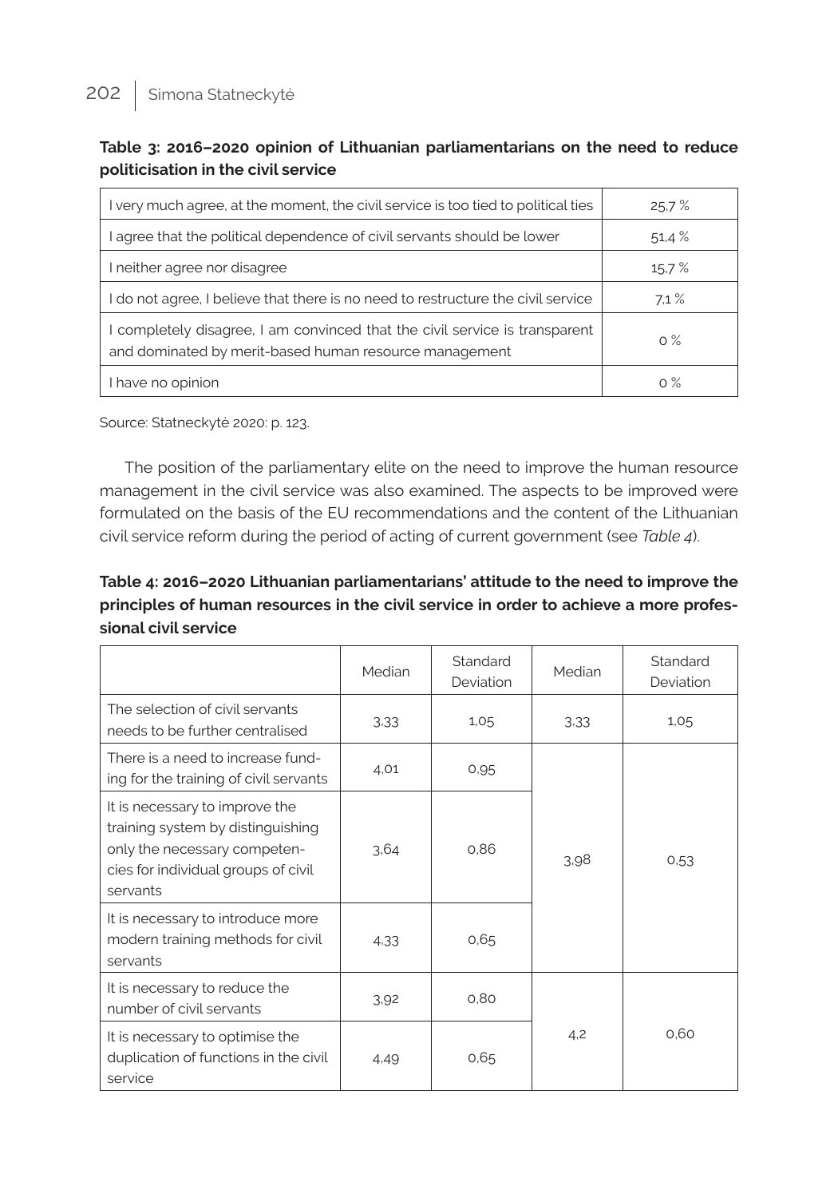**Table 3: 2016–2020 opinion of Lithuanian parliamentarians on the need to reduce politicisation in the civil service**

| | |
|---|---|
| I very much agree, at the moment, the civil service is too tied to political ties | 25,7 % |
| I agree that the political dependence of civil servants should be lower | 51,4 % |
| I neither agree nor disagree | 15,7 % |
| I do not agree, I believe that there is no need to restructure the civil service | 7,1 % |
| I completely disagree, I am convinced that the civil service is transparent and dominated by merit-based human resource management | 0 % |
| I have no opinion | 0 % |

Source: Statneckytė 2020: p. 123.

The position of the parliamentary elite on the need to improve the human resource management in the civil service was also examined. The aspects to be improved were formulated on the basis of the EU recommendations and the content of the Lithuanian civil service reform during the period of acting of current government (see *Table 4*).

**Table 4: 2016–2020 Lithuanian parliamentarians' attitude to the need to improve the principles of human resources in the civil service in order to achieve a more professional civil service**

| | Median | Standard Deviation | Median | Standard Deviation |
|---|---|---|---|---|
| The selection of civil servants needs to be further centralised | 3,33 | 1,05 | 3,33 | 1,05 |
| There is a need to increase funding for the training of civil servants | 4,01 | 0,95 | 3,98 | 0,53 |
| It is necessary to improve the training system by distinguishing only the necessary competencies for individual groups of civil servants | 3,64 | 0,86 | | |
| It is necessary to introduce more modern training methods for civil servants | 4,33 | 0,65 | | |
| It is necessary to reduce the number of civil servants | 3,92 | 0,80 | 4,2 | 0,60 |
| It is necessary to optimise the duplication of functions in the civil service | 4,49 | 0,65 | | |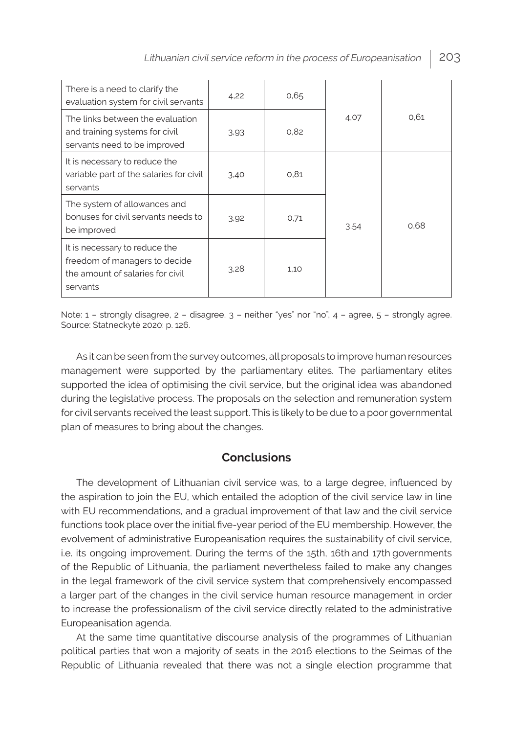| | | | | |
|---|---|---|---|---|
| There is a need to clarify the evaluation system for civil servants | 4,22 | 0,65 | 4,07 | 0,61 |
| The links between the evaluation and training systems for civil servants need to be improved | 3,93 | 0,82 | | |
| It is necessary to reduce the variable part of the salaries for civil servants | 3,40 | 0,81 | 3,54 | 0,68 |
| The system of allowances and bonuses for civil servants needs to be improved | 3,92 | 0,71 | | |
| It is necessary to reduce the freedom of managers to decide the amount of salaries for civil servants | 3,28 | 1,10 | | |

Note: 1 – strongly disagree, 2 – disagree, 3 – neither "yes" nor "no", 4 – agree, 5 – strongly agree.
Source: Statneckytė 2020: p. 126.

As it can be seen from the survey outcomes, all proposals to improve human resources management were supported by the parliamentary elites. The parliamentary elites supported the idea of optimising the civil service, but the original idea was abandoned during the legislative process. The proposals on the selection and remuneration system for civil servants received the least support. This is likely to be due to a poor governmental plan of measures to bring about the changes.

## Conclusions

The development of Lithuanian civil service was, to a large degree, influenced by the aspiration to join the EU, which entailed the adoption of the civil service law in line with EU recommendations, and a gradual improvement of that law and the civil service functions took place over the initial five-year period of the EU membership. However, the evolvement of administrative Europeanisation requires the sustainability of civil service, i.e. its ongoing improvement. During the terms of the 15th, 16th and 17th governments of the Republic of Lithuania, the parliament nevertheless failed to make any changes in the legal framework of the civil service system that comprehensively encompassed a larger part of the changes in the civil service human resource management in order to increase the professionalism of the civil service directly related to the administrative Europeanisation agenda.

At the same time quantitative discourse analysis of the programmes of Lithuanian political parties that won a majority of seats in the 2016 elections to the Seimas of the Republic of Lithuania revealed that there was not a single election programme that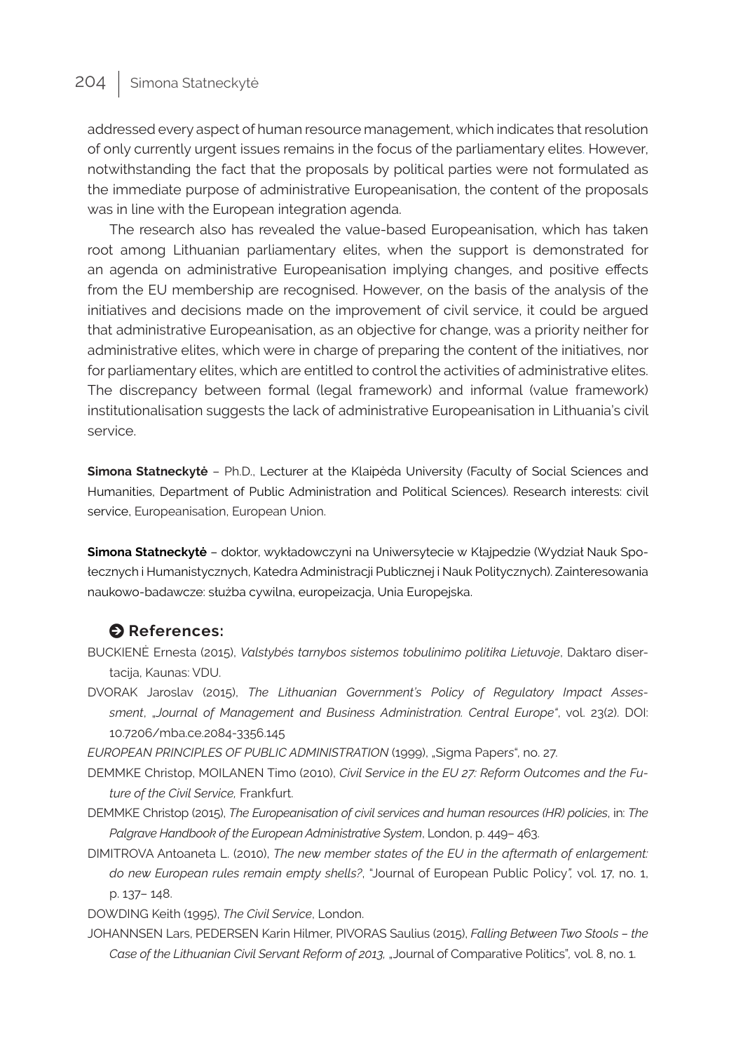addressed every aspect of human resource management, which indicates that resolution of only currently urgent issues remains in the focus of the parliamentary elites. However, notwithstanding the fact that the proposals by political parties were not formulated as the immediate purpose of administrative Europeanisation, the content of the proposals was in line with the European integration agenda.

The research also has revealed the value-based Europeanisation, which has taken root among Lithuanian parliamentary elites, when the support is demonstrated for an agenda on administrative Europeanisation implying changes, and positive effects from the EU membership are recognised. However, on the basis of the analysis of the initiatives and decisions made on the improvement of civil service, it could be argued that administrative Europeanisation, as an objective for change, was a priority neither for administrative elites, which were in charge of preparing the content of the initiatives, nor for parliamentary elites, which are entitled to control the activities of administrative elites. The discrepancy between formal (legal framework) and informal (value framework) institutionalisation suggests the lack of administrative Europeanisation in Lithuania's civil service.

**Simona Statneckytė** – Ph.D., Lecturer at the Klaipėda University (Faculty of Social Sciences and Humanities, Department of Public Administration and Political Sciences). Research interests: civil service, Europeanisation, European Union.

**Simona Statneckytė** – doktor, wykładowczyni na Uniwersytecie w Kłajpedzie (Wydział Nauk Społecznych i Humanistycznych, Katedra Administracji Publicznej i Nauk Politycznych). Zainteresowania naukowo-badawcze: służba cywilna, europeizacja, Unia Europejska.

## References:

BUCKIENĖ Ernesta (2015), *Valstybės tarnybos sistemos tobulinimo politika Lietuvoje*, Daktaro disertacija, Kaunas: VDU.

DVORAK Jaroslav (2015), *The Lithuanian Government's Policy of Regulatory Impact Assessment*, *„Journal of Management and Business Administration. Central Europe"*, vol. 23(2). DOI: 10.7206/mba.ce.2084-3356.145

*EUROPEAN PRINCIPLES OF PUBLIC ADMINISTRATION* (1999), „Sigma Papers", no. 27.

DEMMKE Christop, MOILANEN Timo (2010), *Civil Service in the EU 27: Reform Outcomes and the Future of the Civil Service,* Frankfurt.

DEMMKE Christop (2015), *The Europeanisation of civil services and human resources (HR) policies*, in: *The Palgrave Handbook of the European Administrative System*, London, p. 449– 463.

DIMITROVA Antoaneta L. (2010), *The new member states of the EU in the aftermath of enlargement: do new European rules remain empty shells?*, "Journal of European Public Policy", vol. 17, no. 1, p. 137– 148.

DOWDING Keith (1995), *The Civil Service*, London.

JOHANNSEN Lars, PEDERSEN Karin Hilmer, PIVORAS Saulius (2015), *Falling Between Two Stools – the Case of the Lithuanian Civil Servant Reform of 2013,* „Journal of Comparative Politics", vol. 8, no. 1.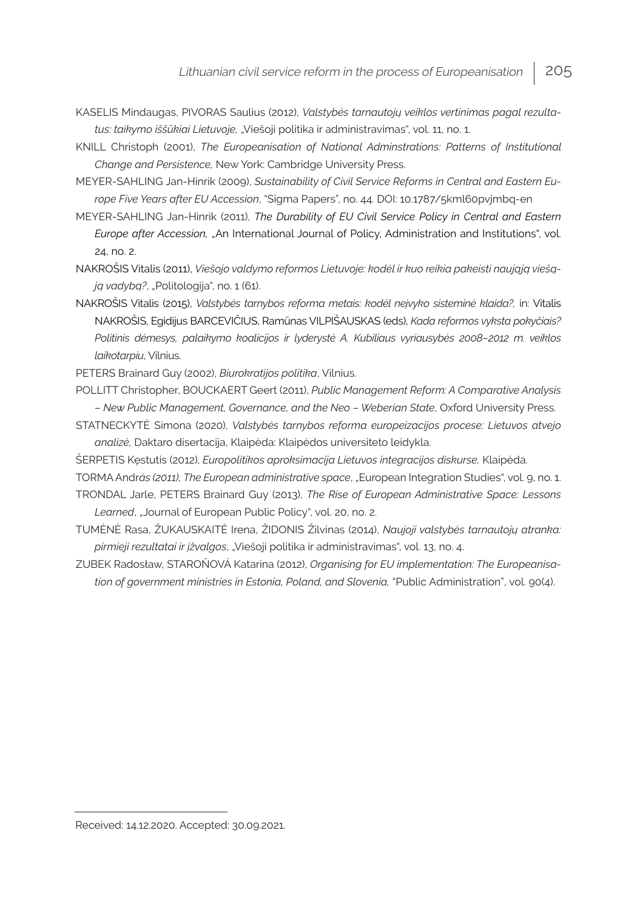KASELIS Mindaugas, PIVORAS Saulius (2012), *Valstybės tarnautojų veiklos vertinimas pagal rezultatus: taikymo iššūkiai Lietuvoje,* „Viešoji politika ir administravimas", vol. 11, no. 1.

KNILL Christoph (2001), *The Europeanisation of National Adminstrations: Patterns of Institutional Change and Persistence,* New York: Cambridge University Press.

MEYER-SAHLING Jan-Hinrik (2009), *Sustainability of Civil Service Reforms in Central and Eastern Europe Five Years after EU Accession*, "Sigma Papers", no. 44. DOI: 10.1787/5kml60pvjmbq-en

MEYER-SAHLING Jan-Hinrik (2011), *The Durability of EU Civil Service Policy in Central and Eastern Europe after Accession,* „An International Journal of Policy, Administration and Institutions", vol. 24, no. 2.

NAKROŠIS Vitalis (2011), *Viešojo valdymo reformos Lietuvoje: kodėl ir kuo reikia pakeisti naująją viešąją vadybą?*, „Politologija", no. 1 (61).

NAKROŠIS Vitalis (2015), *Valstybės tarnybos reforma metais: kodėl neįvyko sisteminė klaida?,* in: Vitalis NAKROŠIS, Egidijus BARCEVIČIUS, Ramūnas VILPIŠAUSKAS (eds), *Kada reformos vyksta pokyčiais? Politinis dėmesys, palaikymo koalicijos ir lyderystė A. Kubiliaus vyriausybės 2008–2012 m. veiklos laikotarpiu*, Vilnius.

PETERS Brainard Guy (2002), *Biurokratijos politika*, Vilnius.

POLLITT Christopher, BOUCKAERT Geert (2011), *Public Management Reform: A Comparative Analysis – New Public Management, Governance, and the Neo – Weberian State*, Oxford University Press.

STATNECKYTĖ Simona (2020), *Valstybės tarnybos reforma europeizacijos procese: Lietuvos atvejo analizė,* Daktaro disertacija, Klaipėda: Klaipėdos universiteto leidykla.

ŠERPETIS Kęstutis (2012), *Europolitikos aproksimacija Lietuvos integracijos diskurse,* Klaipėda.

TORMA Andr*ás (2011), The European administrative space*, „European Integration Studies", vol. 9, no. 1.

TRONDAL Jarle, PETERS Brainard Guy (2013), *The Rise of European Administrative Space: Lessons Learned*, „Journal of European Public Policy", vol. 20, no. 2.

TUMĖNĖ Rasa, ŽUKAUSKAITĖ Irena, ŽIDONIS Žilvinas (2014), *Naujoji valstybės tarnautojų atranka: pirmieji rezultatai ir įžvalgos*, „Viešoji politika ir administravimas", vol. 13, no. 4.

ZUBEK Radosław, STAROŇOVÁ Katarina (2012), *Organising for EU implementation: The Europeanisation of government ministries in Estonia, Poland, and Slovenia,* "Public Administration", vol. 90(4).

Received: 14.12.2020. Accepted: 30.09.2021.